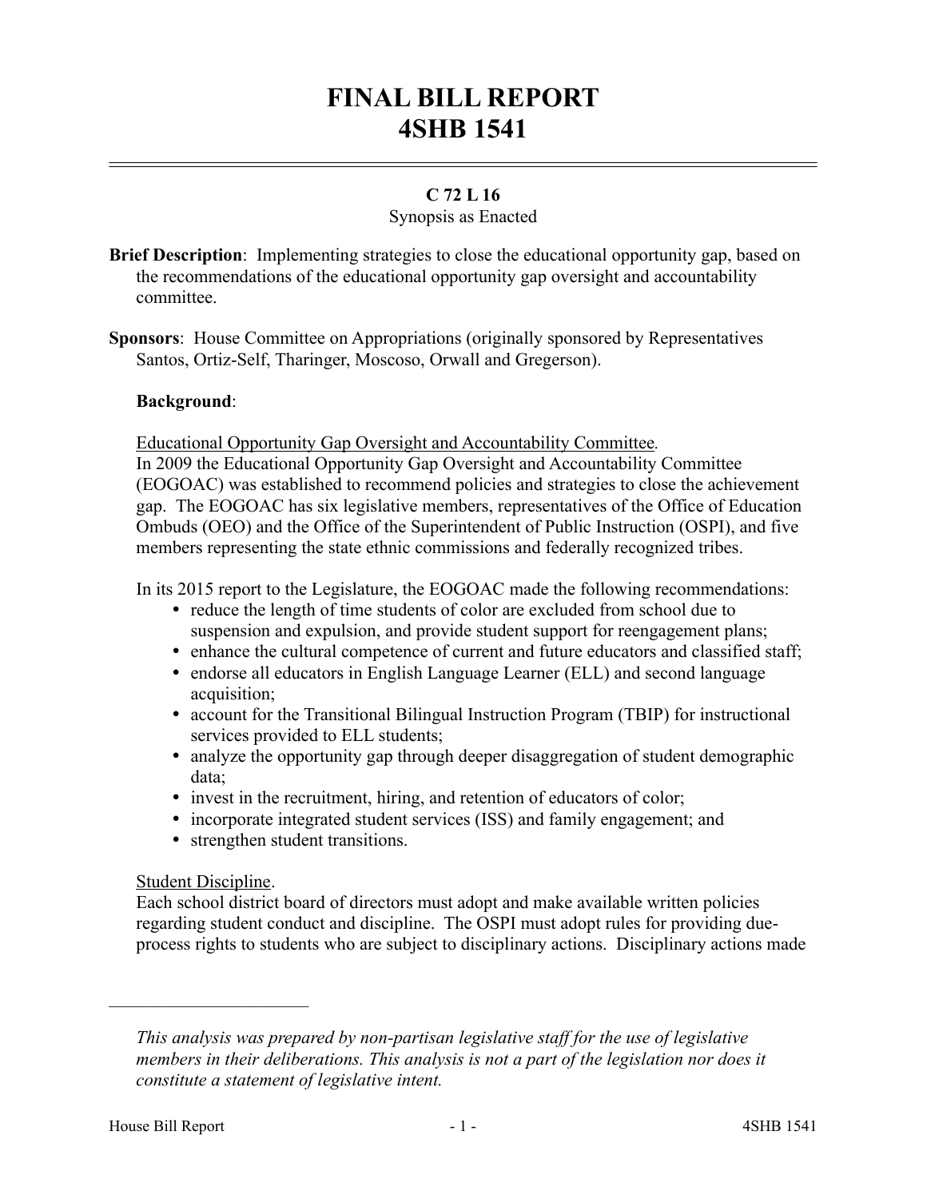# FINAL BILL REPORT
# 4SHB 1541

**C 72 L 16**

Synopsis as Enacted

**Brief Description**: Implementing strategies to close the educational opportunity gap, based on the recommendations of the educational opportunity gap oversight and accountability committee.

**Sponsors**: House Committee on Appropriations (originally sponsored by Representatives Santos, Ortiz-Self, Tharinger, Moscoso, Orwall and Gregerson).

**Background**:

Educational Opportunity Gap Oversight and Accountability Committee.

In 2009 the Educational Opportunity Gap Oversight and Accountability Committee (EOGOAC) was established to recommend policies and strategies to close the achievement gap. The EOGOAC has six legislative members, representatives of the Office of Education Ombuds (OEO) and the Office of the Superintendent of Public Instruction (OSPI), and five members representing the state ethnic commissions and federally recognized tribes.

In its 2015 report to the Legislature, the EOGOAC made the following recommendations:

- reduce the length of time students of color are excluded from school due to suspension and expulsion, and provide student support for reengagement plans;
- enhance the cultural competence of current and future educators and classified staff;
- endorse all educators in English Language Learner (ELL) and second language acquisition;
- account for the Transitional Bilingual Instruction Program (TBIP) for instructional services provided to ELL students;
- analyze the opportunity gap through deeper disaggregation of student demographic data;
- invest in the recruitment, hiring, and retention of educators of color;
- incorporate integrated student services (ISS) and family engagement; and
- strengthen student transitions.

Student Discipline.

Each school district board of directors must adopt and make available written policies regarding student conduct and discipline. The OSPI must adopt rules for providing due-process rights to students who are subject to disciplinary actions. Disciplinary actions made

---

*This analysis was prepared by non-partisan legislative staff for the use of legislative members in their deliberations. This analysis is not a part of the legislation nor does it constitute a statement of legislative intent.*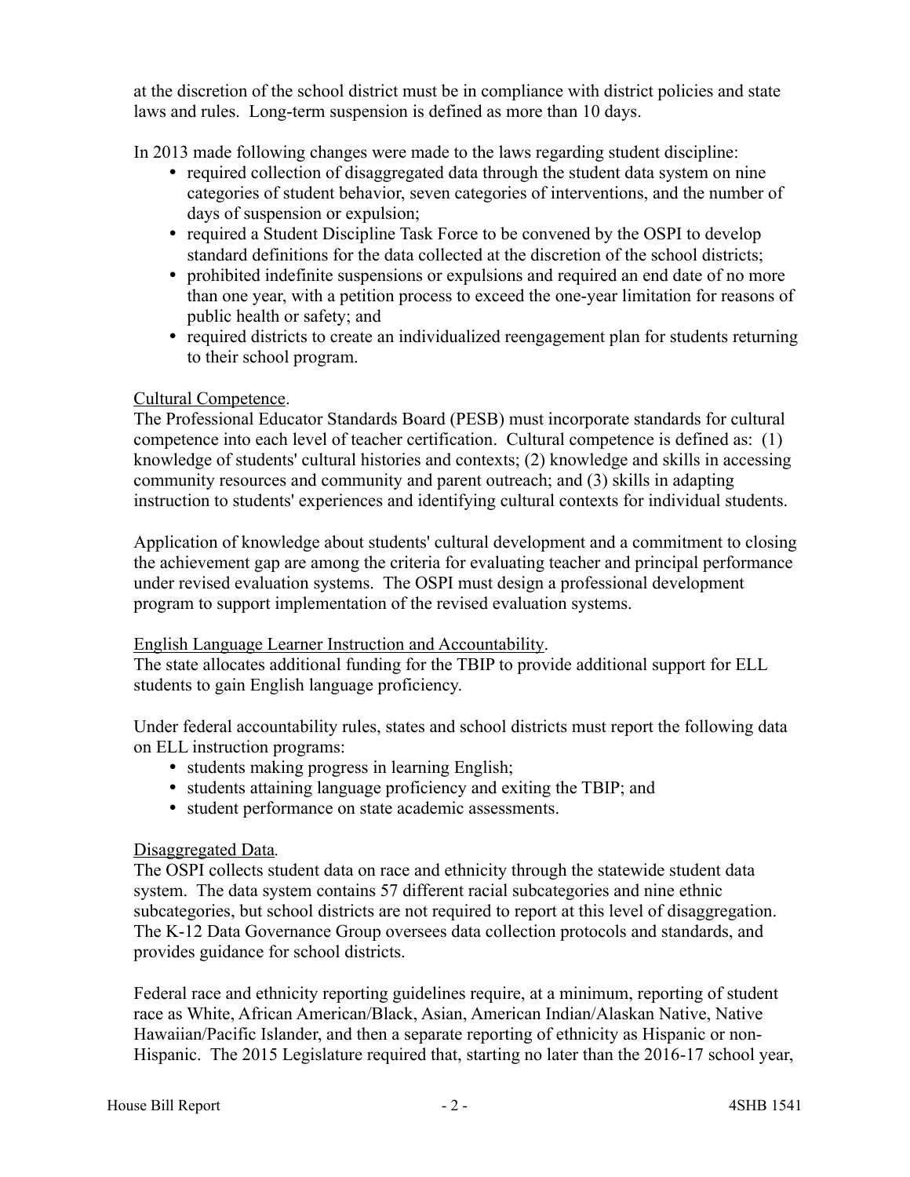at the discretion of the school district must be in compliance with district policies and state laws and rules. Long-term suspension is defined as more than 10 days.

In 2013 made following changes were made to the laws regarding student discipline:

- required collection of disaggregated data through the student data system on nine categories of student behavior, seven categories of interventions, and the number of days of suspension or expulsion;
- required a Student Discipline Task Force to be convened by the OSPI to develop standard definitions for the data collected at the discretion of the school districts;
- prohibited indefinite suspensions or expulsions and required an end date of no more than one year, with a petition process to exceed the one-year limitation for reasons of public health or safety; and
- required districts to create an individualized reengagement plan for students returning to their school program.

Cultural Competence.

The Professional Educator Standards Board (PESB) must incorporate standards for cultural competence into each level of teacher certification. Cultural competence is defined as: (1) knowledge of students' cultural histories and contexts; (2) knowledge and skills in accessing community resources and community and parent outreach; and (3) skills in adapting instruction to students' experiences and identifying cultural contexts for individual students.

Application of knowledge about students' cultural development and a commitment to closing the achievement gap are among the criteria for evaluating teacher and principal performance under revised evaluation systems. The OSPI must design a professional development program to support implementation of the revised evaluation systems.

English Language Learner Instruction and Accountability.

The state allocates additional funding for the TBIP to provide additional support for ELL students to gain English language proficiency.

Under federal accountability rules, states and school districts must report the following data on ELL instruction programs:

- students making progress in learning English;
- students attaining language proficiency and exiting the TBIP; and
- student performance on state academic assessments.

Disaggregated Data.

The OSPI collects student data on race and ethnicity through the statewide student data system. The data system contains 57 different racial subcategories and nine ethnic subcategories, but school districts are not required to report at this level of disaggregation. The K-12 Data Governance Group oversees data collection protocols and standards, and provides guidance for school districts.

Federal race and ethnicity reporting guidelines require, at a minimum, reporting of student race as White, African American/Black, Asian, American Indian/Alaskan Native, Native Hawaiian/Pacific Islander, and then a separate reporting of ethnicity as Hispanic or non-Hispanic. The 2015 Legislature required that, starting no later than the 2016-17 school year,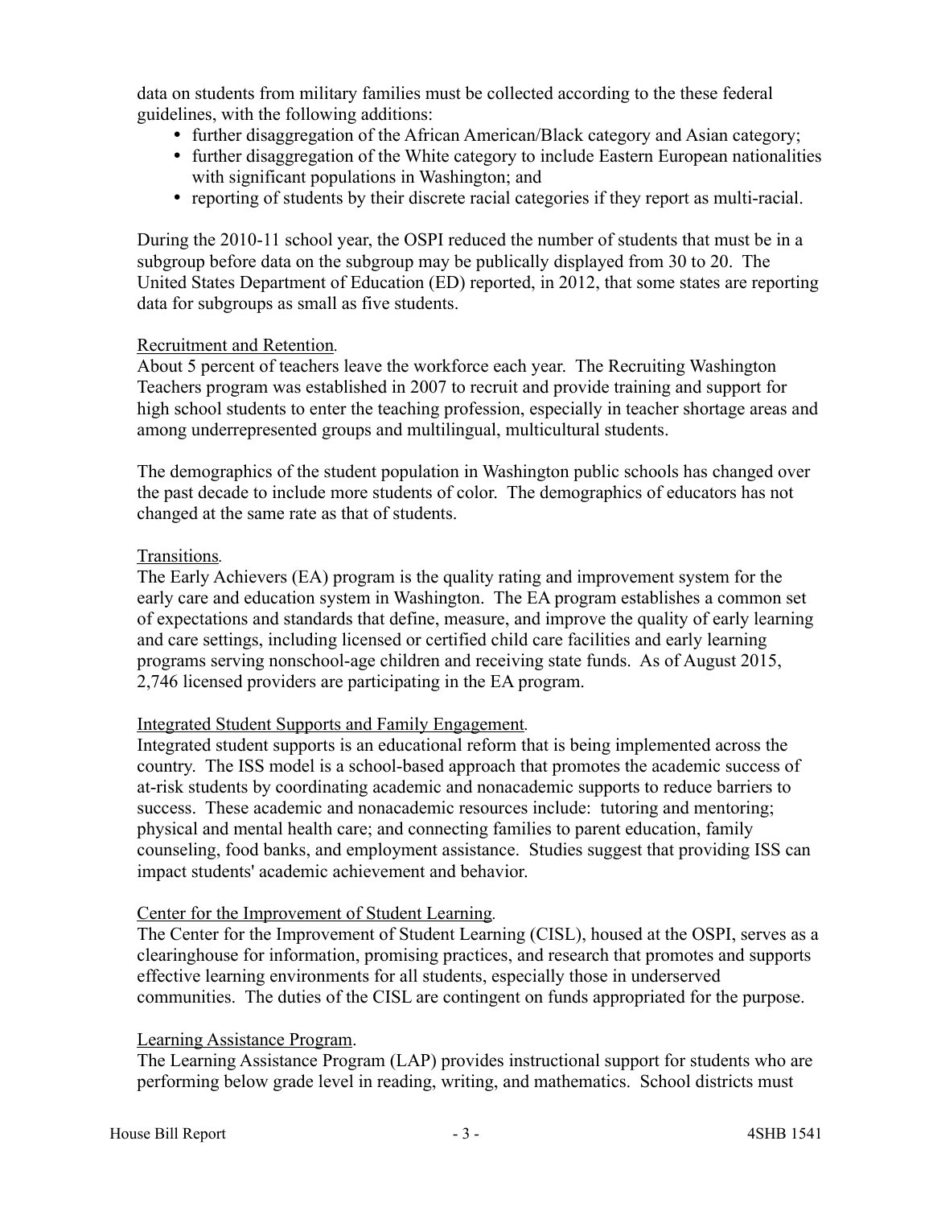data on students from military families must be collected according to the these federal guidelines, with the following additions:

- further disaggregation of the African American/Black category and Asian category;
- further disaggregation of the White category to include Eastern European nationalities with significant populations in Washington; and
- reporting of students by their discrete racial categories if they report as multi-racial.

During the 2010-11 school year, the OSPI reduced the number of students that must be in a subgroup before data on the subgroup may be publically displayed from 30 to 20. The United States Department of Education (ED) reported, in 2012, that some states are reporting data for subgroups as small as five students.

Recruitment and Retention.

About 5 percent of teachers leave the workforce each year. The Recruiting Washington Teachers program was established in 2007 to recruit and provide training and support for high school students to enter the teaching profession, especially in teacher shortage areas and among underrepresented groups and multilingual, multicultural students.

The demographics of the student population in Washington public schools has changed over the past decade to include more students of color. The demographics of educators has not changed at the same rate as that of students.

Transitions.

The Early Achievers (EA) program is the quality rating and improvement system for the early care and education system in Washington. The EA program establishes a common set of expectations and standards that define, measure, and improve the quality of early learning and care settings, including licensed or certified child care facilities and early learning programs serving nonschool-age children and receiving state funds. As of August 2015, 2,746 licensed providers are participating in the EA program.

Integrated Student Supports and Family Engagement.

Integrated student supports is an educational reform that is being implemented across the country. The ISS model is a school-based approach that promotes the academic success of at-risk students by coordinating academic and nonacademic supports to reduce barriers to success. These academic and nonacademic resources include: tutoring and mentoring; physical and mental health care; and connecting families to parent education, family counseling, food banks, and employment assistance. Studies suggest that providing ISS can impact students' academic achievement and behavior.

Center for the Improvement of Student Learning.

The Center for the Improvement of Student Learning (CISL), housed at the OSPI, serves as a clearinghouse for information, promising practices, and research that promotes and supports effective learning environments for all students, especially those in underserved communities. The duties of the CISL are contingent on funds appropriated for the purpose.

Learning Assistance Program.

The Learning Assistance Program (LAP) provides instructional support for students who are performing below grade level in reading, writing, and mathematics. School districts must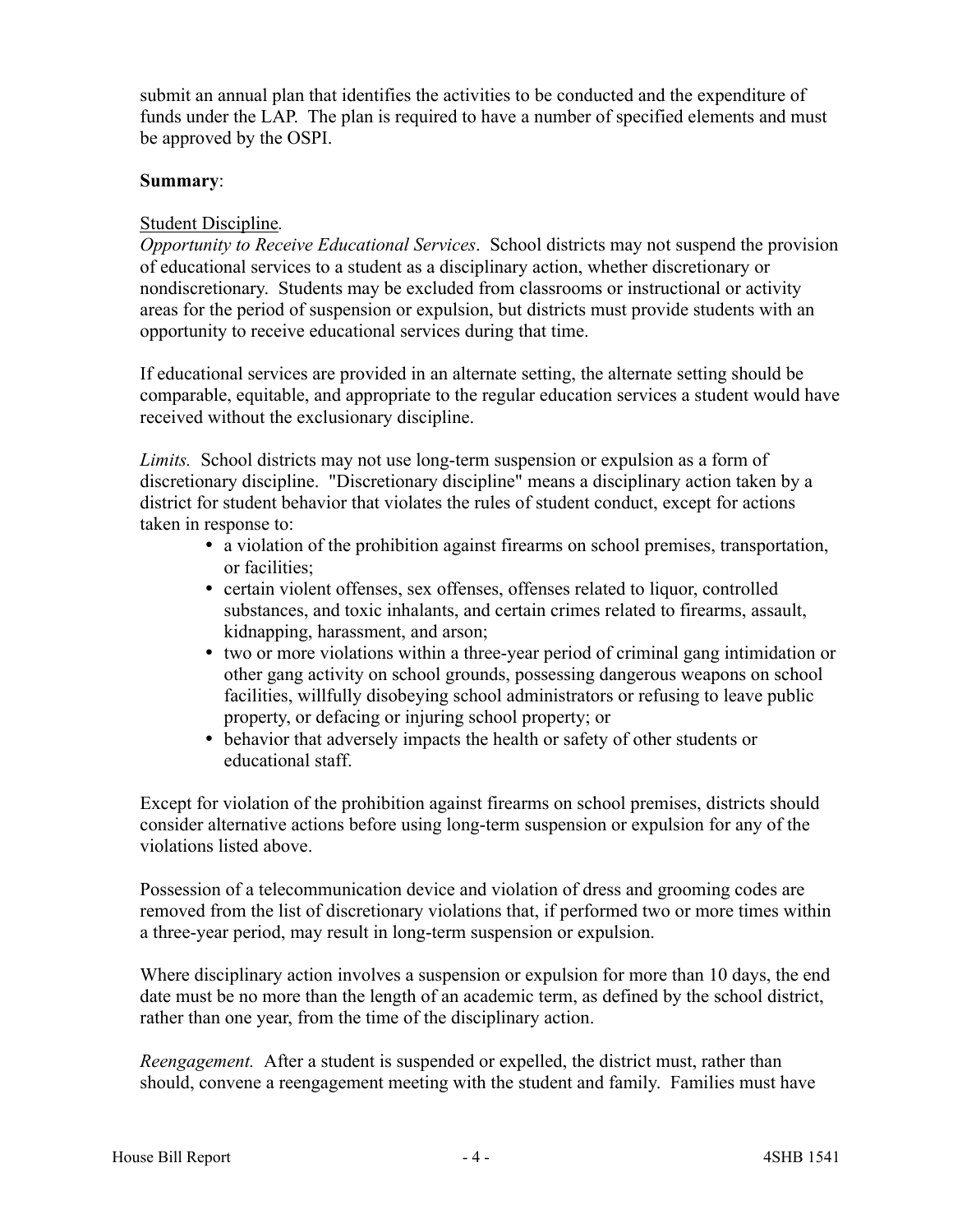submit an annual plan that identifies the activities to be conducted and the expenditure of funds under the LAP. The plan is required to have a number of specified elements and must be approved by the OSPI.

**Summary**:

Student Discipline.

*Opportunity to Receive Educational Services*. School districts may not suspend the provision of educational services to a student as a disciplinary action, whether discretionary or nondiscretionary. Students may be excluded from classrooms or instructional or activity areas for the period of suspension or expulsion, but districts must provide students with an opportunity to receive educational services during that time.

If educational services are provided in an alternate setting, the alternate setting should be comparable, equitable, and appropriate to the regular education services a student would have received without the exclusionary discipline.

*Limits.* School districts may not use long-term suspension or expulsion as a form of discretionary discipline. "Discretionary discipline" means a disciplinary action taken by a district for student behavior that violates the rules of student conduct, except for actions taken in response to:

- a violation of the prohibition against firearms on school premises, transportation, or facilities;
- certain violent offenses, sex offenses, offenses related to liquor, controlled substances, and toxic inhalants, and certain crimes related to firearms, assault, kidnapping, harassment, and arson;
- two or more violations within a three-year period of criminal gang intimidation or other gang activity on school grounds, possessing dangerous weapons on school facilities, willfully disobeying school administrators or refusing to leave public property, or defacing or injuring school property; or
- behavior that adversely impacts the health or safety of other students or educational staff.

Except for violation of the prohibition against firearms on school premises, districts should consider alternative actions before using long-term suspension or expulsion for any of the violations listed above.

Possession of a telecommunication device and violation of dress and grooming codes are removed from the list of discretionary violations that, if performed two or more times within a three-year period, may result in long-term suspension or expulsion.

Where disciplinary action involves a suspension or expulsion for more than 10 days, the end date must be no more than the length of an academic term, as defined by the school district, rather than one year, from the time of the disciplinary action.

*Reengagement.* After a student is suspended or expelled, the district must, rather than should, convene a reengagement meeting with the student and family. Families must have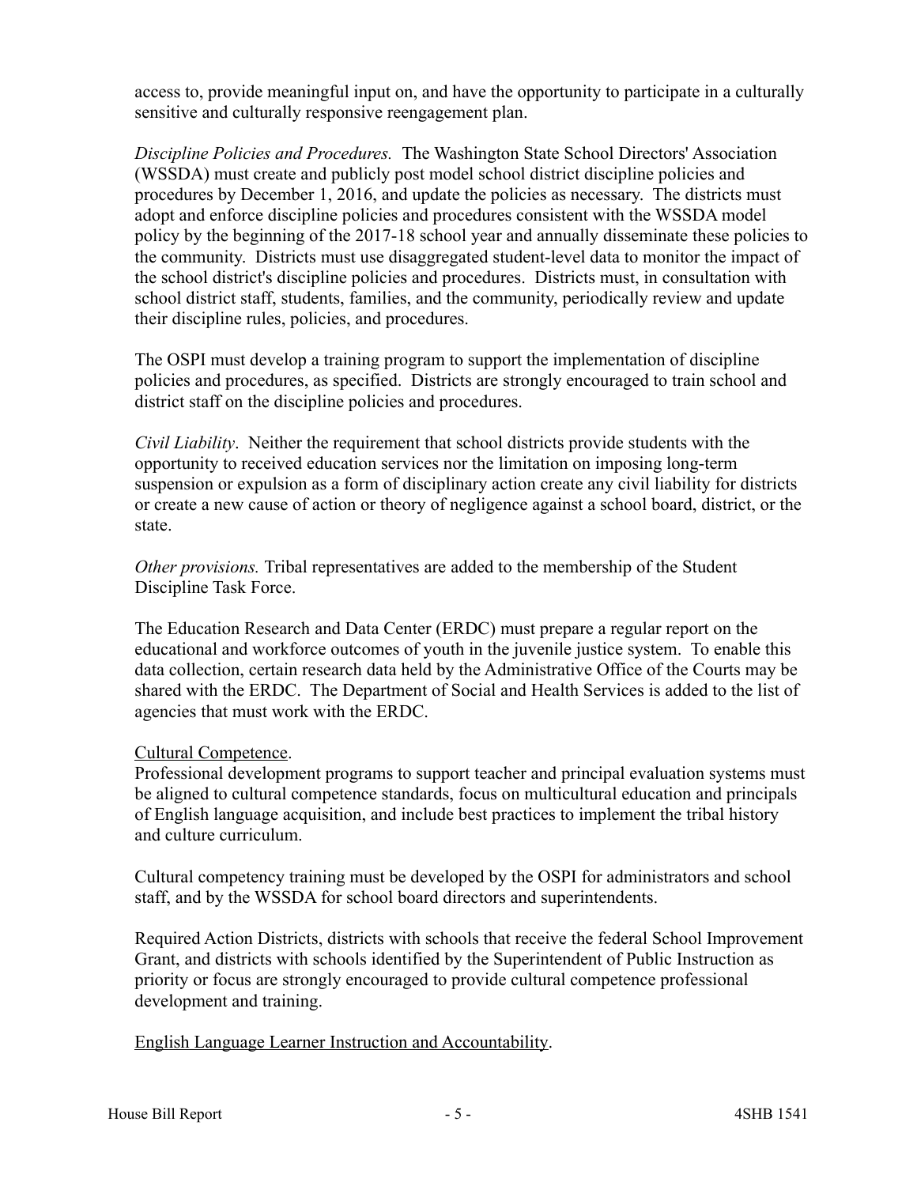access to, provide meaningful input on, and have the opportunity to participate in a culturally sensitive and culturally responsive reengagement plan.

*Discipline Policies and Procedures.* The Washington State School Directors' Association (WSSDA) must create and publicly post model school district discipline policies and procedures by December 1, 2016, and update the policies as necessary. The districts must adopt and enforce discipline policies and procedures consistent with the WSSDA model policy by the beginning of the 2017-18 school year and annually disseminate these policies to the community. Districts must use disaggregated student-level data to monitor the impact of the school district's discipline policies and procedures. Districts must, in consultation with school district staff, students, families, and the community, periodically review and update their discipline rules, policies, and procedures.

The OSPI must develop a training program to support the implementation of discipline policies and procedures, as specified. Districts are strongly encouraged to train school and district staff on the discipline policies and procedures.

*Civil Liability*. Neither the requirement that school districts provide students with the opportunity to received education services nor the limitation on imposing long-term suspension or expulsion as a form of disciplinary action create any civil liability for districts or create a new cause of action or theory of negligence against a school board, district, or the state.

*Other provisions.* Tribal representatives are added to the membership of the Student Discipline Task Force.

The Education Research and Data Center (ERDC) must prepare a regular report on the educational and workforce outcomes of youth in the juvenile justice system. To enable this data collection, certain research data held by the Administrative Office of the Courts may be shared with the ERDC. The Department of Social and Health Services is added to the list of agencies that must work with the ERDC.

<u>Cultural Competence</u>.

Professional development programs to support teacher and principal evaluation systems must be aligned to cultural competence standards, focus on multicultural education and principals of English language acquisition, and include best practices to implement the tribal history and culture curriculum.

Cultural competency training must be developed by the OSPI for administrators and school staff, and by the WSSDA for school board directors and superintendents.

Required Action Districts, districts with schools that receive the federal School Improvement Grant, and districts with schools identified by the Superintendent of Public Instruction as priority or focus are strongly encouraged to provide cultural competence professional development and training.

<u>English Language Learner Instruction and Accountability</u>.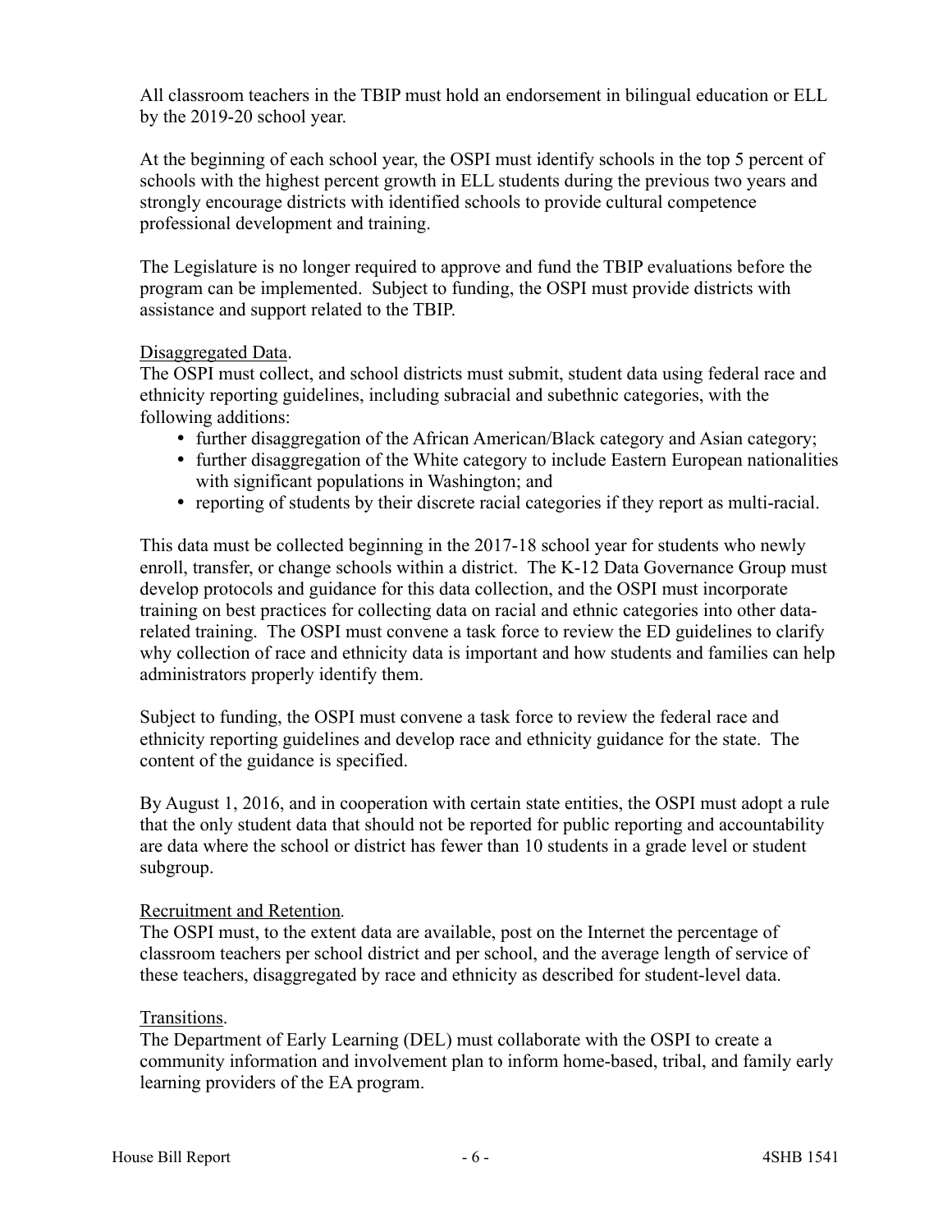All classroom teachers in the TBIP must hold an endorsement in bilingual education or ELL by the 2019-20 school year.

At the beginning of each school year, the OSPI must identify schools in the top 5 percent of schools with the highest percent growth in ELL students during the previous two years and strongly encourage districts with identified schools to provide cultural competence professional development and training.

The Legislature is no longer required to approve and fund the TBIP evaluations before the program can be implemented. Subject to funding, the OSPI must provide districts with assistance and support related to the TBIP.

Disaggregated Data.

The OSPI must collect, and school districts must submit, student data using federal race and ethnicity reporting guidelines, including subracial and subethnic categories, with the following additions:

- further disaggregation of the African American/Black category and Asian category;
- further disaggregation of the White category to include Eastern European nationalities with significant populations in Washington; and
- reporting of students by their discrete racial categories if they report as multi-racial.

This data must be collected beginning in the 2017-18 school year for students who newly enroll, transfer, or change schools within a district. The K-12 Data Governance Group must develop protocols and guidance for this data collection, and the OSPI must incorporate training on best practices for collecting data on racial and ethnic categories into other data-related training. The OSPI must convene a task force to review the ED guidelines to clarify why collection of race and ethnicity data is important and how students and families can help administrators properly identify them.

Subject to funding, the OSPI must convene a task force to review the federal race and ethnicity reporting guidelines and develop race and ethnicity guidance for the state. The content of the guidance is specified.

By August 1, 2016, and in cooperation with certain state entities, the OSPI must adopt a rule that the only student data that should not be reported for public reporting and accountability are data where the school or district has fewer than 10 students in a grade level or student subgroup.

Recruitment and Retention.

The OSPI must, to the extent data are available, post on the Internet the percentage of classroom teachers per school district and per school, and the average length of service of these teachers, disaggregated by race and ethnicity as described for student-level data.

Transitions.

The Department of Early Learning (DEL) must collaborate with the OSPI to create a community information and involvement plan to inform home-based, tribal, and family early learning providers of the EA program.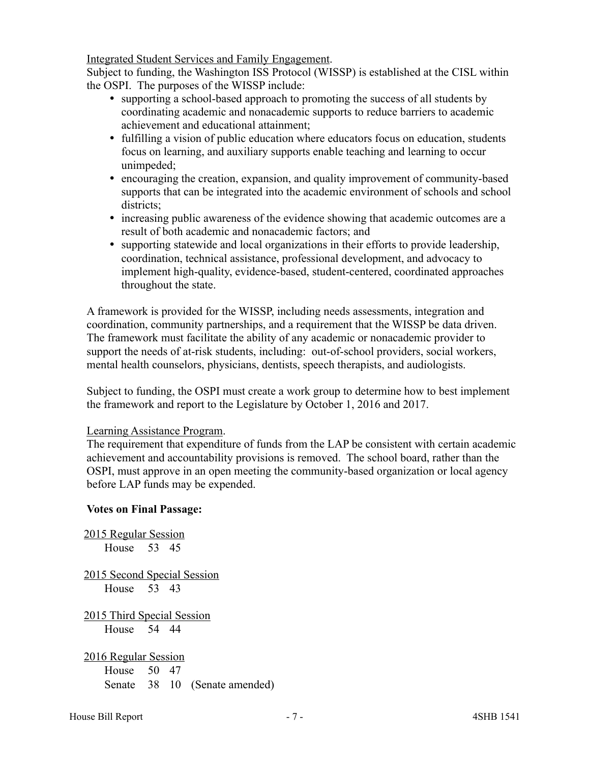Integrated Student Services and Family Engagement.

Subject to funding, the Washington ISS Protocol (WISSP) is established at the CISL within the OSPI. The purposes of the WISSP include:

- supporting a school-based approach to promoting the success of all students by coordinating academic and nonacademic supports to reduce barriers to academic achievement and educational attainment;
- fulfilling a vision of public education where educators focus on education, students focus on learning, and auxiliary supports enable teaching and learning to occur unimpeded;
- encouraging the creation, expansion, and quality improvement of community-based supports that can be integrated into the academic environment of schools and school districts;
- increasing public awareness of the evidence showing that academic outcomes are a result of both academic and nonacademic factors; and
- supporting statewide and local organizations in their efforts to provide leadership, coordination, technical assistance, professional development, and advocacy to implement high-quality, evidence-based, student-centered, coordinated approaches throughout the state.

A framework is provided for the WISSP, including needs assessments, integration and coordination, community partnerships, and a requirement that the WISSP be data driven. The framework must facilitate the ability of any academic or nonacademic provider to support the needs of at-risk students, including: out-of-school providers, social workers, mental health counselors, physicians, dentists, speech therapists, and audiologists.

Subject to funding, the OSPI must create a work group to determine how to best implement the framework and report to the Legislature by October 1, 2016 and 2017.

Learning Assistance Program.

The requirement that expenditure of funds from the LAP be consistent with certain academic achievement and accountability provisions is removed. The school board, rather than the OSPI, must approve in an open meeting the community-based organization or local agency before LAP funds may be expended.

**Votes on Final Passage:**

2015 Regular Session
House 53 45

2015 Second Special Session
House 53 43

2015 Third Special Session
House 54 44

2016 Regular Session
House 50 47
Senate 38 10 (Senate amended)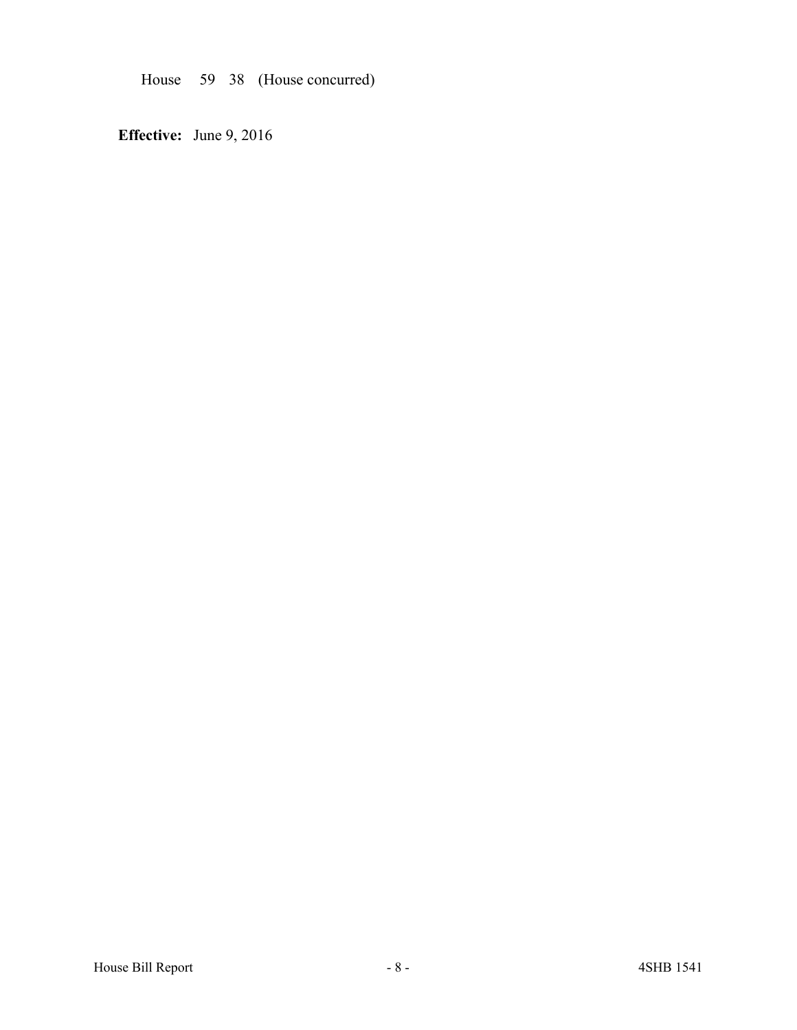House 59 38 (House concurred)

**Effective:** June 9, 2016